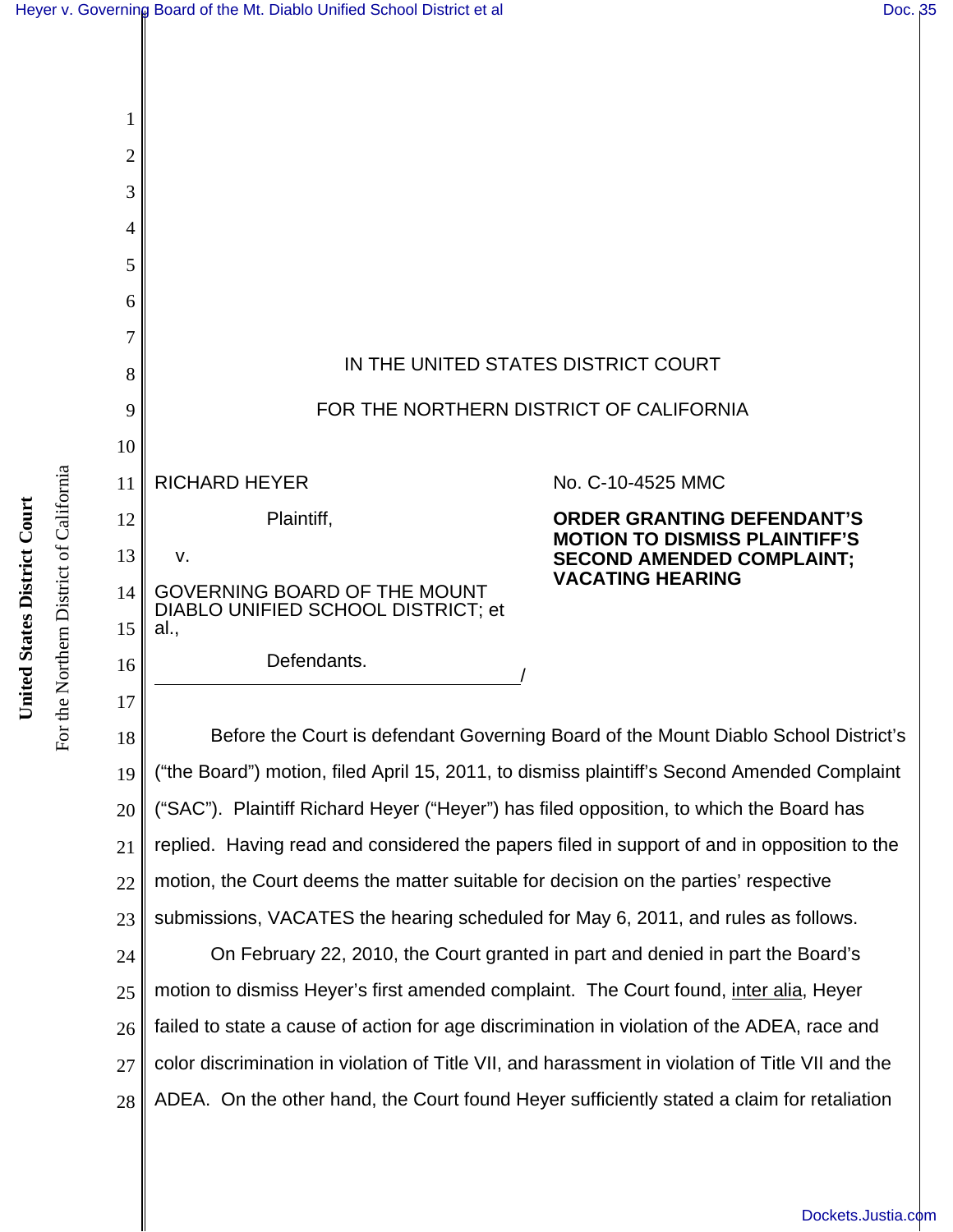IN THE UNITED STATES DISTRICT COURT

FOR THE NORTHERN DISTRICT OF CALIFORNIA

RICHARD HEYER

Plaintiff,

v.

GOVERNING BOARD OF THE MOUNT DIABLO UNIFIED SCHOOL DISTRICT; et al.,

Defendants.
/

No. C-10-4525 MMC

**ORDER GRANTING DEFENDANT'S MOTION TO DISMISS PLAINTIFF'S SECOND AMENDED COMPLAINT; VACATING HEARING**

Before the Court is defendant Governing Board of the Mount Diablo School District's ("the Board") motion, filed April 15, 2011, to dismiss plaintiff's Second Amended Complaint ("SAC"). Plaintiff Richard Heyer ("Heyer") has filed opposition, to which the Board has replied. Having read and considered the papers filed in support of and in opposition to the motion, the Court deems the matter suitable for decision on the parties' respective submissions, VACATES the hearing scheduled for May 6, 2011, and rules as follows.

On February 22, 2010, the Court granted in part and denied in part the Board's motion to dismiss Heyer's first amended complaint. The Court found, inter alia, Heyer failed to state a cause of action for age discrimination in violation of the ADEA, race and color discrimination in violation of Title VII, and harassment in violation of Title VII and the ADEA. On the other hand, the Court found Heyer sufficiently stated a claim for retaliation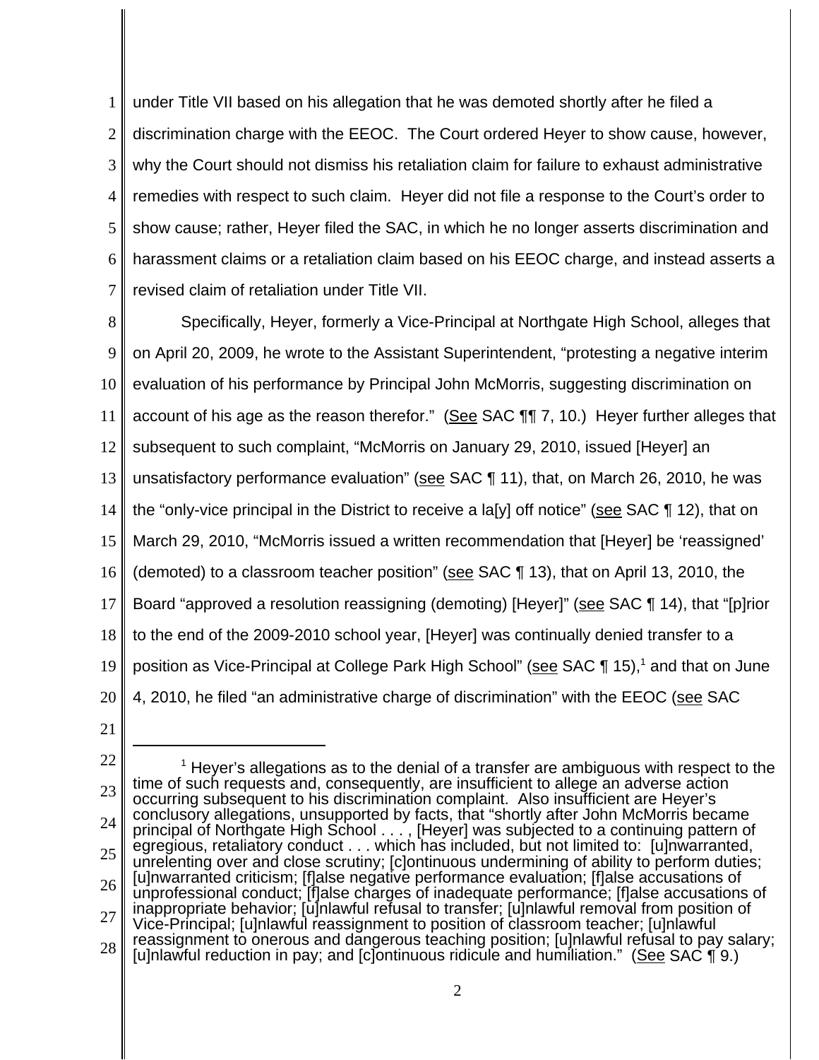under Title VII based on his allegation that he was demoted shortly after he filed a discrimination charge with the EEOC. The Court ordered Heyer to show cause, however, why the Court should not dismiss his retaliation claim for failure to exhaust administrative remedies with respect to such claim. Heyer did not file a response to the Court's order to show cause; rather, Heyer filed the SAC, in which he no longer asserts discrimination and harassment claims or a retaliation claim based on his EEOC charge, and instead asserts a revised claim of retaliation under Title VII.

Specifically, Heyer, formerly a Vice-Principal at Northgate High School, alleges that on April 20, 2009, he wrote to the Assistant Superintendent, "protesting a negative interim evaluation of his performance by Principal John McMorris, suggesting discrimination on account of his age as the reason therefor." (See SAC ¶¶ 7, 10.) Heyer further alleges that subsequent to such complaint, "McMorris on January 29, 2010, issued [Heyer] an unsatisfactory performance evaluation" (see SAC ¶ 11), that, on March 26, 2010, he was the "only-vice principal in the District to receive a la[y] off notice" (see SAC ¶ 12), that on March 29, 2010, "McMorris issued a written recommendation that [Heyer] be 'reassigned' (demoted) to a classroom teacher position" (see SAC ¶ 13), that on April 13, 2010, the Board "approved a resolution reassigning (demoting) [Heyer]" (see SAC ¶ 14), that "[p]rior to the end of the 2009-2010 school year, [Heyer] was continually denied transfer to a position as Vice-Principal at College Park High School" (see SAC ¶ 15),[1] and that on June 4, 2010, he filed "an administrative charge of discrimination" with the EEOC (see SAC

---

[1] Heyer's allegations as to the denial of a transfer are ambiguous with respect to the time of such requests and, consequently, are insufficient to allege an adverse action occurring subsequent to his discrimination complaint. Also insufficient are Heyer's conclusory allegations, unsupported by facts, that "shortly after John McMorris became principal of Northgate High School . . . , [Heyer] was subjected to a continuing pattern of egregious, retaliatory conduct . . . which has included, but not limited to: [u]nwarranted, unrelenting over and close scrutiny; [c]ontinuous undermining of ability to perform duties; [u]nwarranted criticism; [f]alse negative performance evaluation; [f]alse accusations of unprofessional conduct; [f]alse charges of inadequate performance; [f]alse accusations of inappropriate behavior; [u]nlawful refusal to transfer; [u]nlawful removal from position of Vice-Principal; [u]nlawful reassignment to position of classroom teacher; [u]nlawful reassignment to onerous and dangerous teaching position; [u]nlawful refusal to pay salary; [u]nlawful reduction in pay; and [c]ontinuous ridicule and humiliation." (See SAC ¶ 9.)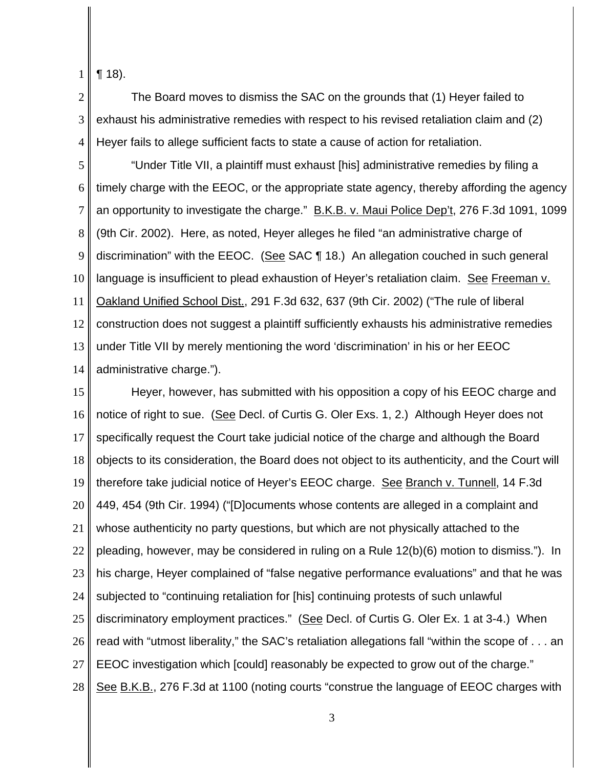¶ 18).

The Board moves to dismiss the SAC on the grounds that (1) Heyer failed to exhaust his administrative remedies with respect to his revised retaliation claim and (2) Heyer fails to allege sufficient facts to state a cause of action for retaliation.

"Under Title VII, a plaintiff must exhaust [his] administrative remedies by filing a timely charge with the EEOC, or the appropriate state agency, thereby affording the agency an opportunity to investigate the charge." B.K.B. v. Maui Police Dep't, 276 F.3d 1091, 1099 (9th Cir. 2002). Here, as noted, Heyer alleges he filed "an administrative charge of discrimination" with the EEOC. (See SAC ¶ 18.) An allegation couched in such general language is insufficient to plead exhaustion of Heyer's retaliation claim. See Freeman v. Oakland Unified School Dist., 291 F.3d 632, 637 (9th Cir. 2002) ("The rule of liberal construction does not suggest a plaintiff sufficiently exhausts his administrative remedies under Title VII by merely mentioning the word 'discrimination' in his or her EEOC administrative charge.").

Heyer, however, has submitted with his opposition a copy of his EEOC charge and notice of right to sue. (See Decl. of Curtis G. Oler Exs. 1, 2.) Although Heyer does not specifically request the Court take judicial notice of the charge and although the Board objects to its consideration, the Board does not object to its authenticity, and the Court will therefore take judicial notice of Heyer's EEOC charge. See Branch v. Tunnell, 14 F.3d 449, 454 (9th Cir. 1994) ("[D]ocuments whose contents are alleged in a complaint and whose authenticity no party questions, but which are not physically attached to the pleading, however, may be considered in ruling on a Rule 12(b)(6) motion to dismiss."). In his charge, Heyer complained of "false negative performance evaluations" and that he was subjected to "continuing retaliation for [his] continuing protests of such unlawful discriminatory employment practices." (See Decl. of Curtis G. Oler Ex. 1 at 3-4.) When read with "utmost liberality," the SAC's retaliation allegations fall "within the scope of . . . an EEOC investigation which [could] reasonably be expected to grow out of the charge." See B.K.B., 276 F.3d at 1100 (noting courts "construe the language of EEOC charges with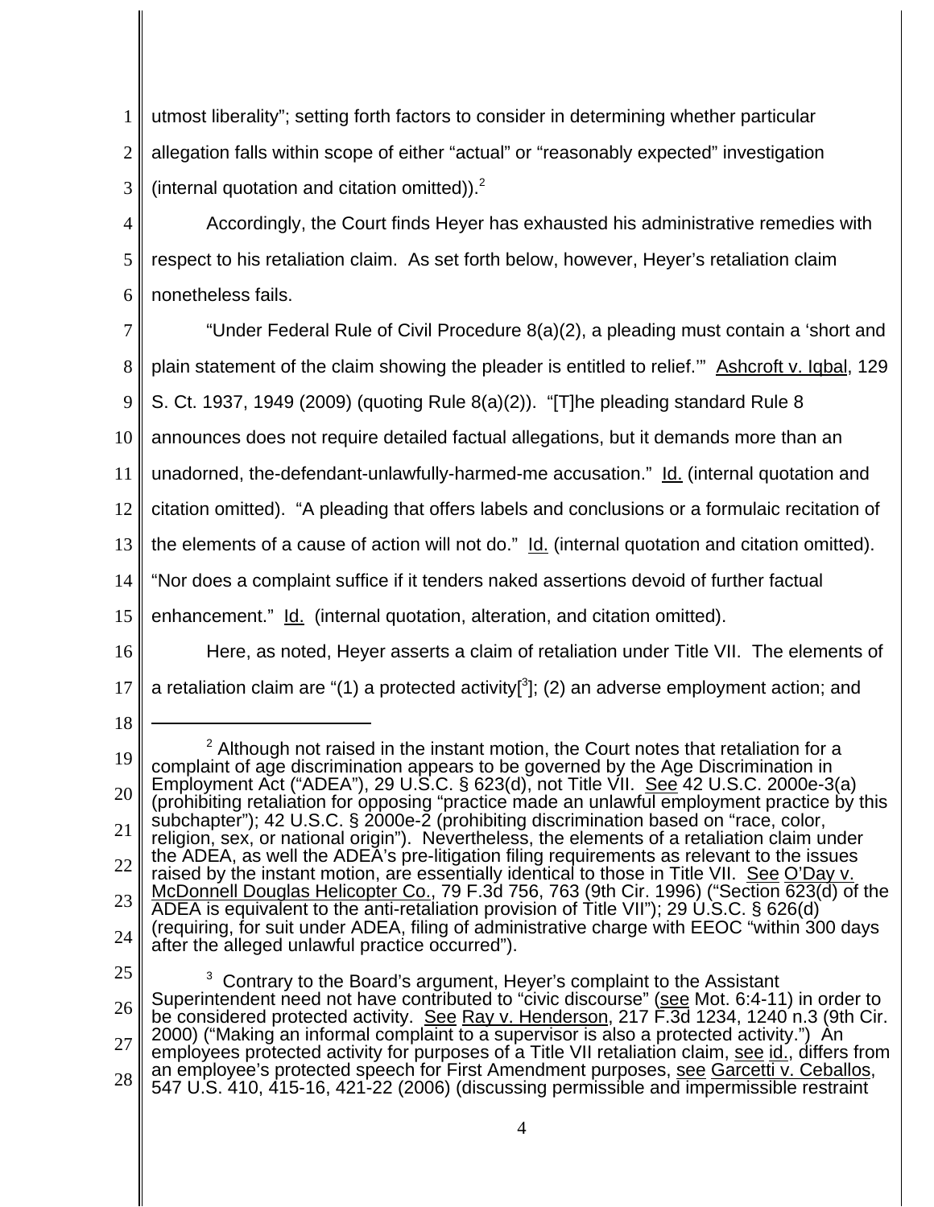utmost liberality"; setting forth factors to consider in determining whether particular allegation falls within scope of either "actual" or "reasonably expected" investigation (internal quotation and citation omitted)).[2]

Accordingly, the Court finds Heyer has exhausted his administrative remedies with respect to his retaliation claim. As set forth below, however, Heyer's retaliation claim nonetheless fails.

"Under Federal Rule of Civil Procedure 8(a)(2), a pleading must contain a 'short and plain statement of the claim showing the pleader is entitled to relief.'" Ashcroft v. Iqbal, 129 S. Ct. 1937, 1949 (2009) (quoting Rule 8(a)(2)). "[T]he pleading standard Rule 8 announces does not require detailed factual allegations, but it demands more than an unadorned, the-defendant-unlawfully-harmed-me accusation." Id. (internal quotation and citation omitted). "A pleading that offers labels and conclusions or a formulaic recitation of the elements of a cause of action will not do." Id. (internal quotation and citation omitted). "Nor does a complaint suffice if it tenders naked assertions devoid of further factual enhancement." Id. (internal quotation, alteration, and citation omitted).

Here, as noted, Heyer asserts a claim of retaliation under Title VII. The elements of a retaliation claim are "(1) a protected activity[3]; (2) an adverse employment action; and

---

[2] Although not raised in the instant motion, the Court notes that retaliation for a complaint of age discrimination appears to be governed by the Age Discrimination in Employment Act ("ADEA"), 29 U.S.C. § 623(d), not Title VII. See 42 U.S.C. 2000e-3(a) (prohibiting retaliation for opposing "practice made an unlawful employment practice by this subchapter"); 42 U.S.C. § 2000e-2 (prohibiting discrimination based on "race, color, religion, sex, or national origin"). Nevertheless, the elements of a retaliation claim under the ADEA, as well the ADEA's pre-litigation filing requirements as relevant to the issues raised by the instant motion, are essentially identical to those in Title VII. See O'Day v. McDonnell Douglas Helicopter Co., 79 F.3d 756, 763 (9th Cir. 1996) ("Section 623(d) of the ADEA is equivalent to the anti-retaliation provision of Title VII"); 29 U.S.C. § 626(d) (requiring, for suit under ADEA, filing of administrative charge with EEOC "within 300 days after the alleged unlawful practice occurred").

[3] Contrary to the Board's argument, Heyer's complaint to the Assistant Superintendent need not have contributed to "civic discourse" (see Mot. 6:4-11) in order to be considered protected activity. See Ray v. Henderson, 217 F.3d 1234, 1240 n.3 (9th Cir. 2000) ("Making an informal complaint to a supervisor is also a protected activity.") An employees protected activity for purposes of a Title VII retaliation claim, see id., differs from an employee's protected speech for First Amendment purposes, see Garcetti v. Ceballos, 547 U.S. 410, 415-16, 421-22 (2006) (discussing permissible and impermissible restraint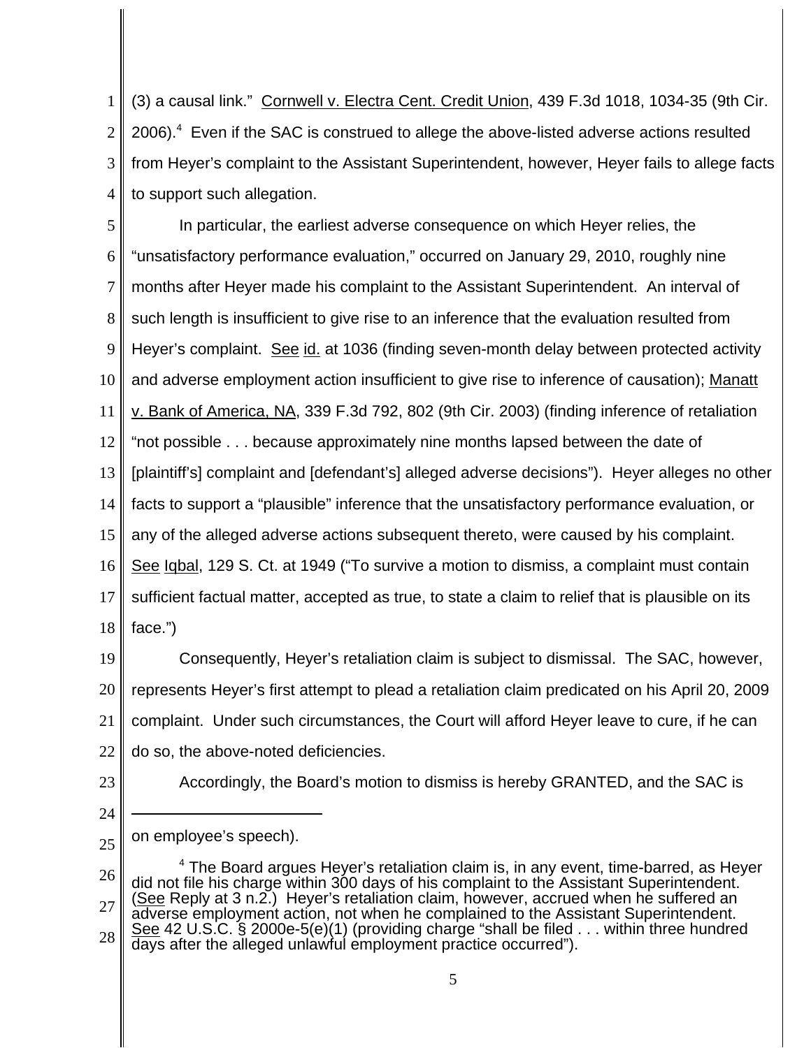(3) a causal link." Cornwell v. Electra Cent. Credit Union, 439 F.3d 1018, 1034-35 (9th Cir. 2006).[4] Even if the SAC is construed to allege the above-listed adverse actions resulted from Heyer's complaint to the Assistant Superintendent, however, Heyer fails to allege facts to support such allegation.

In particular, the earliest adverse consequence on which Heyer relies, the "unsatisfactory performance evaluation," occurred on January 29, 2010, roughly nine months after Heyer made his complaint to the Assistant Superintendent. An interval of such length is insufficient to give rise to an inference that the evaluation resulted from Heyer's complaint. See id. at 1036 (finding seven-month delay between protected activity and adverse employment action insufficient to give rise to inference of causation); Manatt v. Bank of America, NA, 339 F.3d 792, 802 (9th Cir. 2003) (finding inference of retaliation "not possible . . . because approximately nine months lapsed between the date of [plaintiff's] complaint and [defendant's] alleged adverse decisions"). Heyer alleges no other facts to support a "plausible" inference that the unsatisfactory performance evaluation, or any of the alleged adverse actions subsequent thereto, were caused by his complaint. See Iqbal, 129 S. Ct. at 1949 ("To survive a motion to dismiss, a complaint must contain sufficient factual matter, accepted as true, to state a claim to relief that is plausible on its face.")

Consequently, Heyer's retaliation claim is subject to dismissal. The SAC, however, represents Heyer's first attempt to plead a retaliation claim predicated on his April 20, 2009 complaint. Under such circumstances, the Court will afford Heyer leave to cure, if he can do so, the above-noted deficiencies.

Accordingly, the Board's motion to dismiss is hereby GRANTED, and the SAC is

---

on employee's speech).

[4] The Board argues Heyer's retaliation claim is, in any event, time-barred, as Heyer did not file his charge within 300 days of his complaint to the Assistant Superintendent. (See Reply at 3 n.2.) Heyer's retaliation claim, however, accrued when he suffered an adverse employment action, not when he complained to the Assistant Superintendent. See 42 U.S.C. § 2000e-5(e)(1) (providing charge "shall be filed . . . within three hundred days after the alleged unlawful employment practice occurred").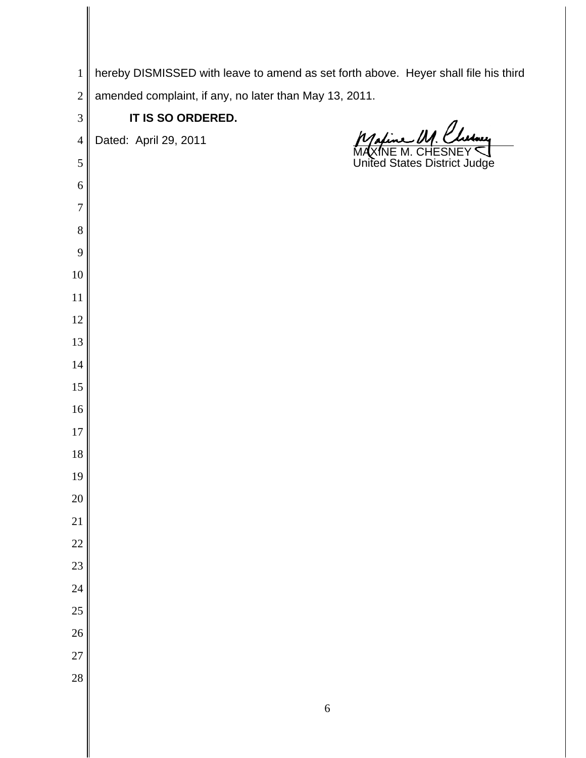hereby DISMISSED with leave to amend as set forth above. Heyer shall file his third amended complaint, if any, no later than May 13, 2011.

**IT IS SO ORDERED.**

Dated: April 29, 2011

MAXINE M. CHESNEY
United States District Judge